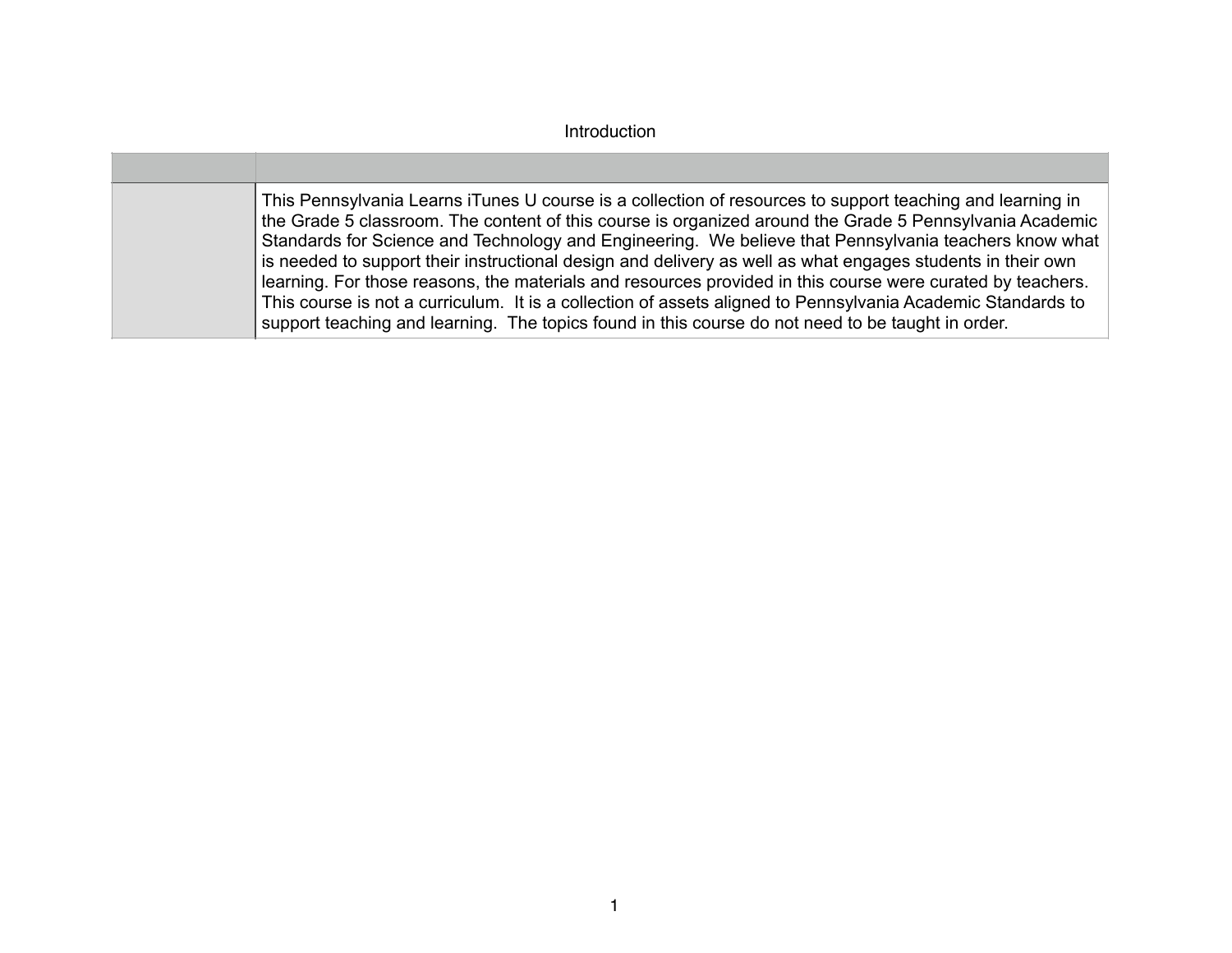# Introduction

| | |
|---|---|
| | This Pennsylvania Learns iTunes U course is a collection of resources to support teaching and learning in the Grade 5 classroom. The content of this course is organized around the Grade 5 Pennsylvania Academic Standards for Science and Technology and Engineering.  We believe that Pennsylvania teachers know what is needed to support their instructional design and delivery as well as what engages students in their own learning. For those reasons, the materials and resources provided in this course were curated by teachers. This course is not a curriculum.  It is a collection of assets aligned to Pennsylvania Academic Standards to support teaching and learning.  The topics found in this course do not need to be taught in order. |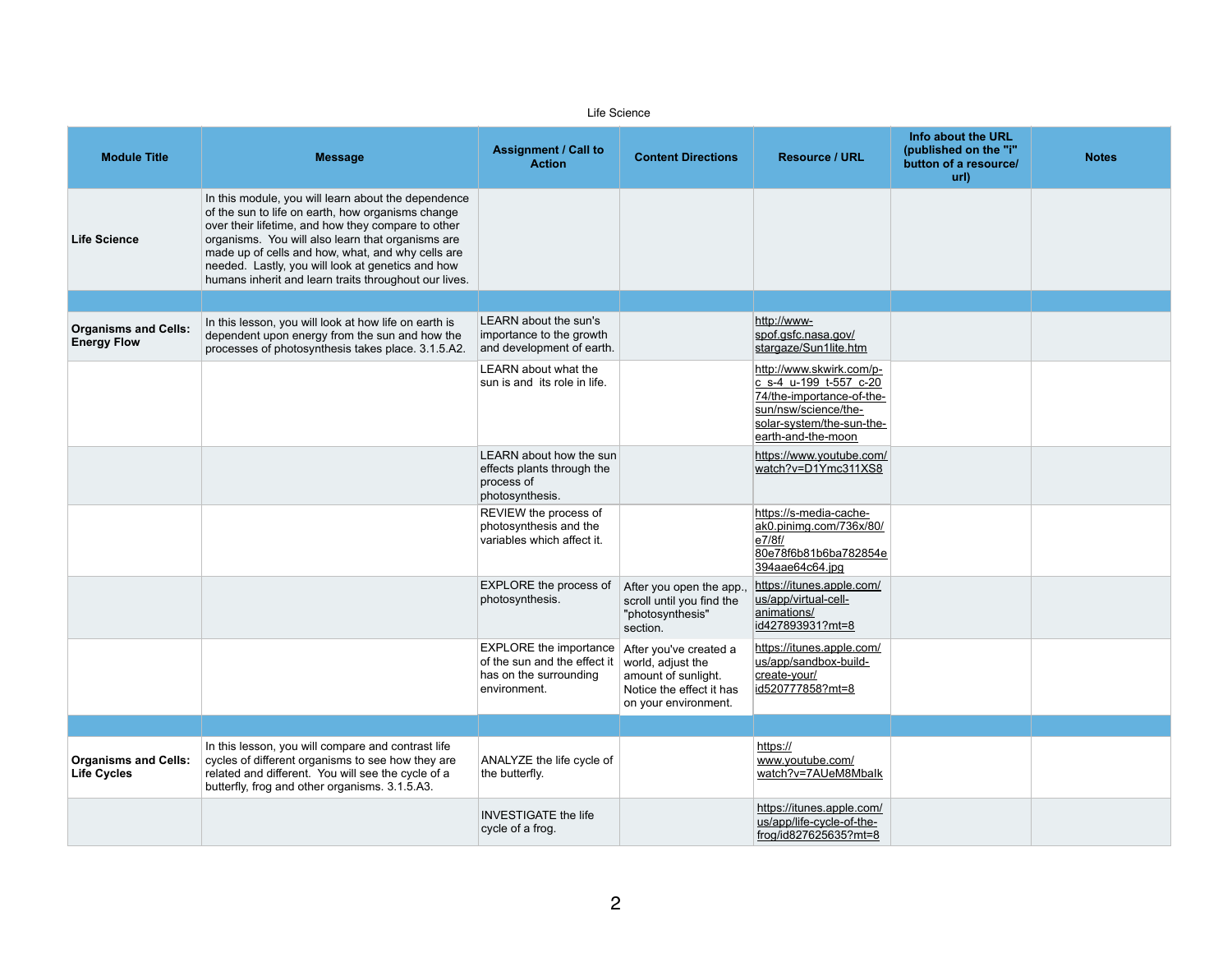Life Science

| Module Title | Message | Assignment / Call to Action | Content Directions | Resource / URL | Info about the URL (published on the "i" button of a resource/ url) | Notes |
|---|---|---|---|---|---|---|
| **Life Science** | In this module, you will learn about the dependence of the sun to life on earth, how organisms change over their lifetime, and how they compare to other organisms. You will also learn that organisms are made up of cells and how, what, and why cells are needed. Lastly, you will look at genetics and how humans inherit and learn traits throughout our lives. | | | | | |
| | | | | | | |
| **Organisms and Cells: Energy Flow** | In this lesson, you will look at how life on earth is dependent upon energy from the sun and how the processes of photosynthesis takes place. 3.1.5.A2. | LEARN about the sun's importance to the growth and development of earth. | | http://www-spof.gsfc.nasa.gov/stargaze/Sun1lite.htm | | |
| | | LEARN about what the sun is and its role in life. | | http://www.skwirk.com/p-c_s-4_u-199_t-557_c-2074/the-importance-of-the-sun/nsw/science/the-solar-system/the-sun-the-earth-and-the-moon | | |
| | | LEARN about how the sun effects plants through the process of photosynthesis. | | https://www.youtube.com/watch?v=D1Ymc311XS8 | | |
| | | REVIEW the process of photosynthesis and the variables which affect it. | | https://s-media-cache-ak0.pinimg.com/736x/80/e7/8f/80e78f6b81b6ba782854e394aae64c64.jpg | | |
| | | EXPLORE the process of photosynthesis. | After you open the app., scroll until you find the "photosynthesis" section. | https://itunes.apple.com/us/app/virtual-cell-animations/id427893931?mt=8 | | |
| | | EXPLORE the importance of the sun and the effect it has on the surrounding environment. | After you've created a world, adjust the amount of sunlight. Notice the effect it has on your environment. | https://itunes.apple.com/us/app/sandbox-build-create-your/id520777858?mt=8 | | |
| | | | | | | |
| **Organisms and Cells: Life Cycles** | In this lesson, you will compare and contrast life cycles of different organisms to see how they are related and different. You will see the cycle of a butterfly, frog and other organisms. 3.1.5.A3. | ANALYZE the life cycle of the butterfly. | | https://www.youtube.com/watch?v=7AUeM8MbaIk | | |
| | | INVESTIGATE the life cycle of a frog. | | https://itunes.apple.com/us/app/life-cycle-of-the-frog/id827625635?mt=8 | | |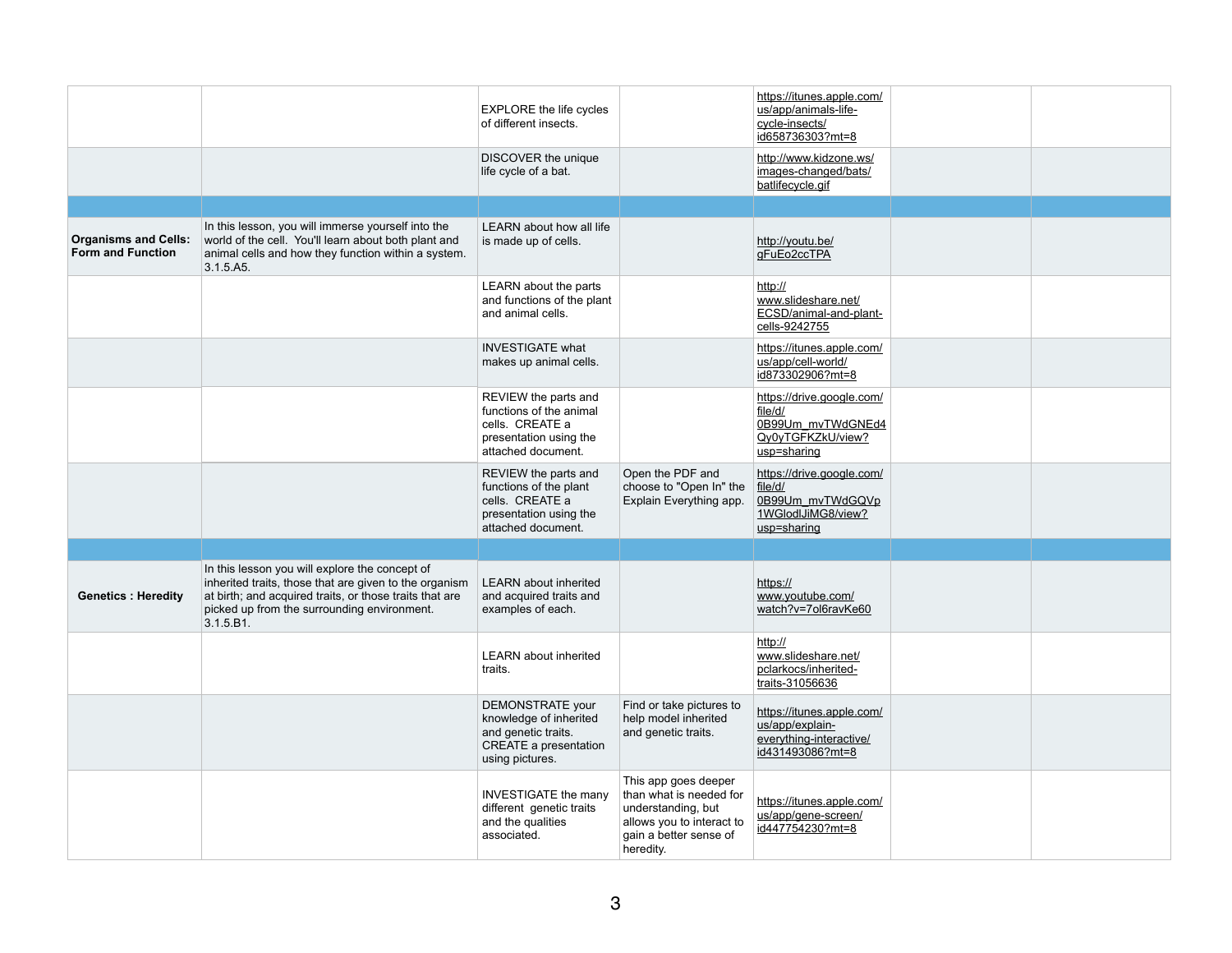| | | | | | | |
|---|---|---|---|---|---|---|
| | | EXPLORE the life cycles of different insects. | | https://itunes.apple.com/us/app/animals-life-cycle-insects/id658736303?mt=8 | | |
| | | DISCOVER the unique life cycle of a bat. | | http://www.kidzone.ws/images-changed/bats/batlifecycle.gif | | |
| | | | | | | |
| **Organisms and Cells: Form and Function** | In this lesson, you will immerse yourself into the world of the cell. You'll learn about both plant and animal cells and how they function within a system. 3.1.5.A5. | LEARN about how all life is made up of cells. | | http://youtu.be/gFuEo2ccTPA | | |
| | | LEARN about the parts and functions of the plant and animal cells. | | http://www.slideshare.net/ECSD/animal-and-plant-cells-9242755 | | |
| | | INVESTIGATE what makes up animal cells. | | https://itunes.apple.com/us/app/cell-world/id873302906?mt=8 | | |
| | | REVIEW the parts and functions of the animal cells. CREATE a presentation using the attached document. | | https://drive.google.com/file/d/0B99Um_mvTWdGNEd4Qy0yTGFKZkU/view?usp=sharing | | |
| | | REVIEW the parts and functions of the plant cells. CREATE a presentation using the attached document. | Open the PDF and choose to "Open In" the Explain Everything app. | https://drive.google.com/file/d/0B99Um_mvTWdGQVp1WGlodlJiMG8/view?usp=sharing | | |
| | | | | | | |
| **Genetics : Heredity** | In this lesson you will explore the concept of inherited traits, those that are given to the organism at birth; and acquired traits, or those traits that are picked up from the surrounding environment. 3.1.5.B1. | LEARN about inherited and acquired traits and examples of each. | | https://www.youtube.com/watch?v=7ol6ravKe60 | | |
| | | LEARN about inherited traits. | | http://www.slideshare.net/pclarkocs/inherited-traits-31056636 | | |
| | | DEMONSTRATE your knowledge of inherited and genetic traits. CREATE a presentation using pictures. | Find or take pictures to help model inherited and genetic traits. | https://itunes.apple.com/us/app/explain-everything-interactive/id431493086?mt=8 | | |
| | | INVESTIGATE the many different genetic traits and the qualities associated. | This app goes deeper than what is needed for understanding, but allows you to interact to gain a better sense of heredity. | https://itunes.apple.com/us/app/gene-screen/id447754230?mt=8 | | |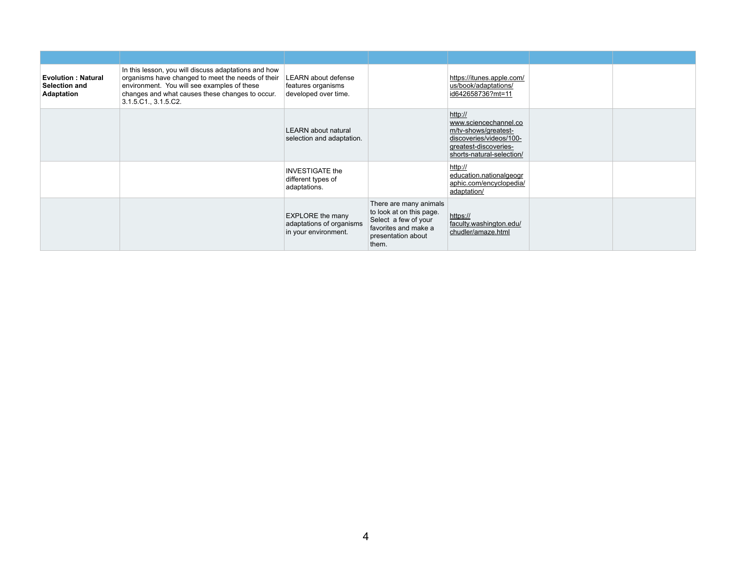| | | | | | | |
|---|---|---|---|---|---|---|
| **Evolution : Natural Selection and Adaptation** | In this lesson, you will discuss adaptations and how organisms have changed to meet the needs of their environment. You will see examples of these changes and what causes these changes to occur. 3.1.5.C1., 3.1.5.C2. | LEARN about defense features organisms developed over time. | | https://itunes.apple.com/us/book/adaptations/id642658736?mt=11 | | |
| | | LEARN about natural selection and adaptation. | | http://www.sciencechannel.com/tv-shows/greatest-discoveries/videos/100-greatest-discoveries-shorts-natural-selection/ | | |
| | | INVESTIGATE the different types of adaptations. | | http://education.nationalgeographic.com/encyclopedia/adaptation/ | | |
| | | EXPLORE the many adaptations of organisms in your environment. | There are many animals to look at on this page. Select a few of your favorites and make a presentation about them. | https://faculty.washington.edu/chudler/amaze.html | | |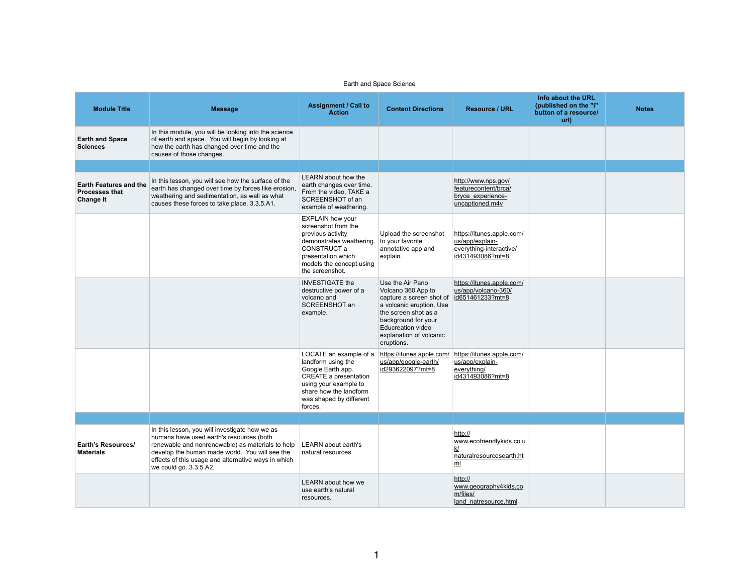Earth and Space Science

| Module Title | Message | Assignment / Call to Action | Content Directions | Resource / URL | Info about the URL (published on the "i" button of a resource/ url) | Notes |
|---|---|---|---|---|---|---|
| **Earth and Space Sciences** | In this module, you will be looking into the science of earth and space. You will begin by looking at how the earth has changed over time and the causes of those changes. | | | | | |
| | | | | | | |
| **Earth Features and the Processes that Change It** | In this lesson, you will see how the surface of the earth has changed over time by forces like erosion, weathering and sedimentation, as well as what causes these forces to take place. 3.3.5.A1. | LEARN about how the earth changes over time. From the video, TAKE a SCREENSHOT of an example of weathering. | | http://www.nps.gov/featurecontent/brca/bryce_experience-uncaptioned.m4v | | |
| | | EXPLAIN how your screenshot from the previous activity demonstrates weathering. CONSTRUCT a presentation which models the concept using the screenshot. | Upload the screenshot to your favorite annotative app and explain. | https://itunes.apple.com/us/app/explain-everything-interactive/id431493086?mt=8 | | |
| | | INVESTIGATE the destructive power of a volcano and SCREENSHOT an example. | Use the Air Pano Volcano 360 App to capture a screen shot of a volcanic eruption. Use the screen shot as a background for your Educreation video explanation of volcanic eruptions. | https://itunes.apple.com/us/app/volcano-360/id651461233?mt=8 | | |
| | | LOCATE an example of a landform using the Google Earth app. CREATE a presentation using your example to share how the landform was shaped by different forces. | https://itunes.apple.com/us/app/google-earth/id293622097?mt=8 | https://itunes.apple.com/us/app/explain-everything/id431493086?mt=8 | | |
| | | | | | | |
| **Earth's Resources/ Materials** | In this lesson, you will investigate how we as humans have used earth's resources (both renewable and nonrenewable) as materials to help develop the human made world. You will see the effects of this usage and alternative ways in which we could go. 3.3.5.A2. | LEARN about earth's natural resources. | | http://www.ecofriendlykids.co.uk/naturalresourcesearth.html | | |
| | | LEARN about how we use earth's natural resources. | | http://www.geography4kids.com/files/land_natresource.html | | |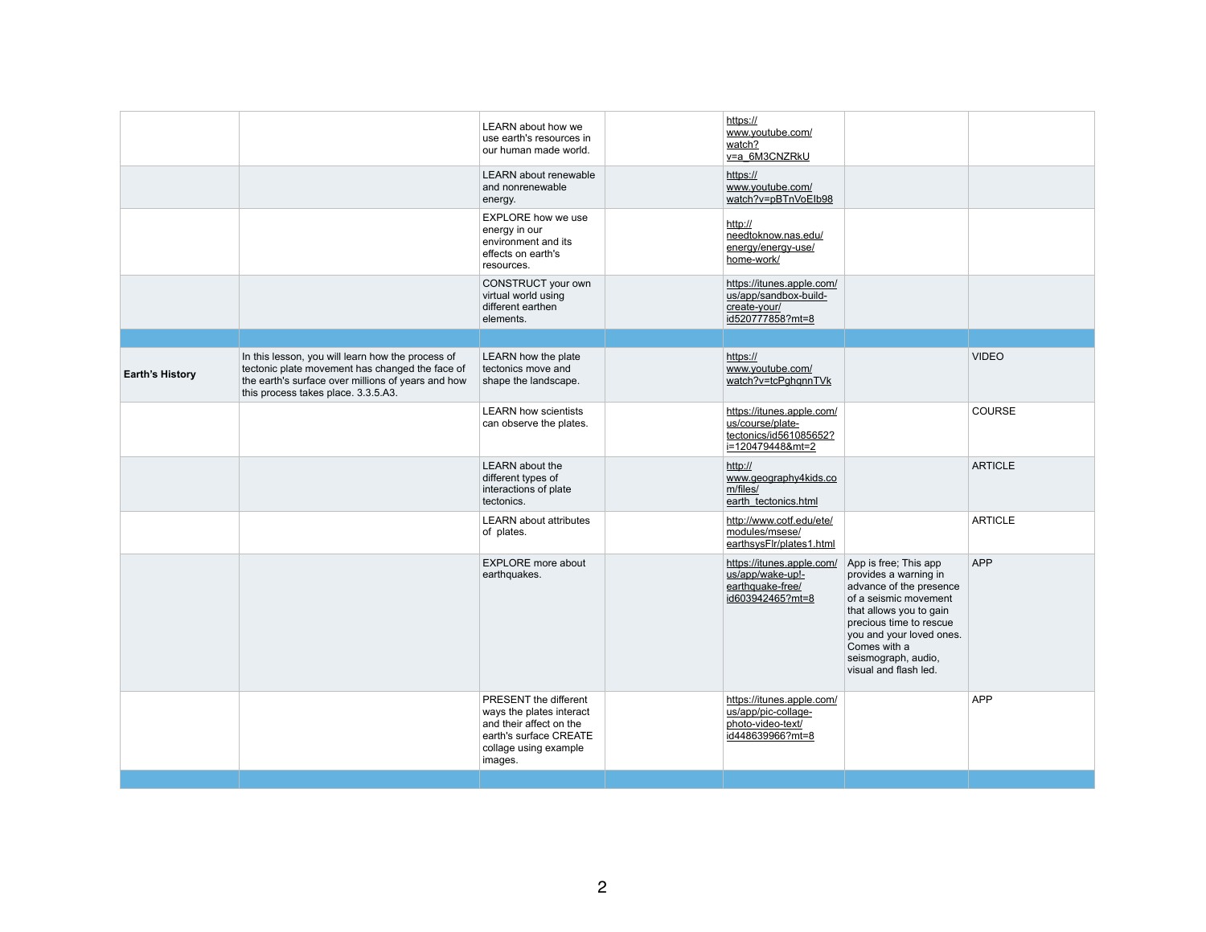| | | | | | | |
|---|---|---|---|---|---|---|
| | | LEARN about how we use earth's resources in our human made world. | | https://www.youtube.com/watch?v=a_6M3CNZRkU | | |
| | | LEARN about renewable and nonrenewable energy. | | https://www.youtube.com/watch?v=pBTnVoEIb98 | | |
| | | EXPLORE how we use energy in our environment and its effects on earth's resources. | | http://needtoknow.nas.edu/energy/energy-use/home-work/ | | |
| | | CONSTRUCT your own virtual world using different earthen elements. | | https://itunes.apple.com/us/app/sandbox-build-create-your/id520777858?mt=8 | | |
| | | | | | | |
| **Earth's History** | In this lesson, you will learn how the process of tectonic plate movement has changed the face of the earth's surface over millions of years and how this process takes place. 3.3.5.A3. | LEARN how the plate tectonics move and shape the landscape. | | https://www.youtube.com/watch?v=tcPghqnnTVk | | VIDEO |
| | | LEARN how scientists can observe the plates. | | https://itunes.apple.com/us/course/plate-tectonics/id561085652?i=120479448&mt=2 | | COURSE |
| | | LEARN about the different types of interactions of plate tectonics. | | http://www.geography4kids.com/files/earth_tectonics.html | | ARTICLE |
| | | LEARN about attributes of plates. | | http://www.cotf.edu/ete/modules/msese/earthsysFlr/plates1.html | | ARTICLE |
| | | EXPLORE more about earthquakes. | | https://itunes.apple.com/us/app/wake-up!-earthquake-free/id603942465?mt=8 | App is free; This app provides a warning in advance of the presence of a seismic movement that allows you to gain precious time to rescue you and your loved ones. Comes with a seismograph, audio, visual and flash led. | APP |
| | | PRESENT the different ways the plates interact and their affect on the earth's surface CREATE collage using example images. | | https://itunes.apple.com/us/app/pic-collage-photo-video-text/id448639966?mt=8 | | APP |
| | | | | | | |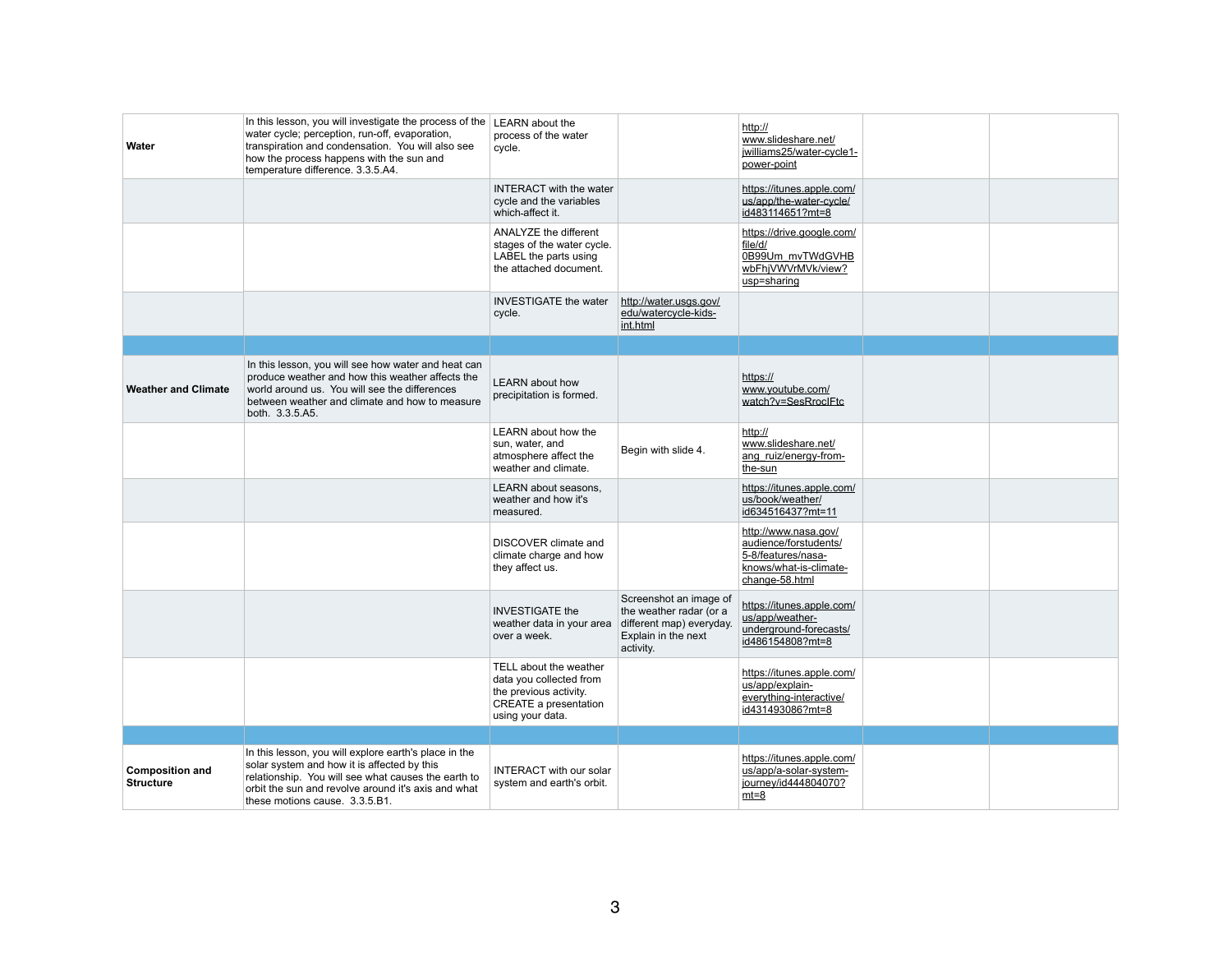| | | | | | | |
|---|---|---|---|---|---|---|
| **Water** | In this lesson, you will investigate the process of the water cycle; perception, run-off, evaporation, transpiration and condensation. You will also see how the process happens with the sun and temperature difference. 3.3.5.A4. | LEARN about the process of the water cycle. | | http://www.slideshare.net/jwilliams25/water-cycle1-power-point | | |
| | | INTERACT with the water cycle and the variables which-affect it. | | https://itunes.apple.com/us/app/the-water-cycle/id483114651?mt=8 | | |
| | | ANALYZE the different stages of the water cycle. LABEL the parts using the attached document. | | https://drive.google.com/file/d/0B99Um_mvTWdGVHBwbFhjVWVrMVk/view?usp=sharing | | |
| | | INVESTIGATE the water cycle. | http://water.usgs.gov/edu/watercycle-kids-int.html | | | |
| | | | | | | |
| **Weather and Climate** | In this lesson, you will see how water and heat can produce weather and how this weather affects the world around us. You will see the differences between weather and climate and how to measure both. 3.3.5.A5. | LEARN about how precipitation is formed. | | https://www.youtube.com/watch?v=SesRroclFtc | | |
| | | LEARN about how the sun, water, and atmosphere affect the weather and climate. | Begin with slide 4. | http://www.slideshare.net/ang_ruiz/energy-from-the-sun | | |
| | | LEARN about seasons, weather and how it's measured. | | https://itunes.apple.com/us/book/weather/id634516437?mt=11 | | |
| | | DISCOVER climate and climate charge and how they affect us. | | http://www.nasa.gov/audience/forstudents/5-8/features/nasa-knows/what-is-climate-change-58.html | | |
| | | INVESTIGATE the weather data in your area over a week. | Screenshot an image of the weather radar (or a different map) everyday. Explain in the next activity. | https://itunes.apple.com/us/app/weather-underground-forecasts/id486154808?mt=8 | | |
| | | TELL about the weather data you collected from the previous activity. CREATE a presentation using your data. | | https://itunes.apple.com/us/app/explain-everything-interactive/id431493086?mt=8 | | |
| | | | | | | |
| **Composition and Structure** | In this lesson, you will explore earth's place in the solar system and how it is affected by this relationship. You will see what causes the earth to orbit the sun and revolve around it's axis and what these motions cause. 3.3.5.B1. | INTERACT with our solar system and earth's orbit. | | https://itunes.apple.com/us/app/a-solar-system-journey/id444804070?mt=8 | | |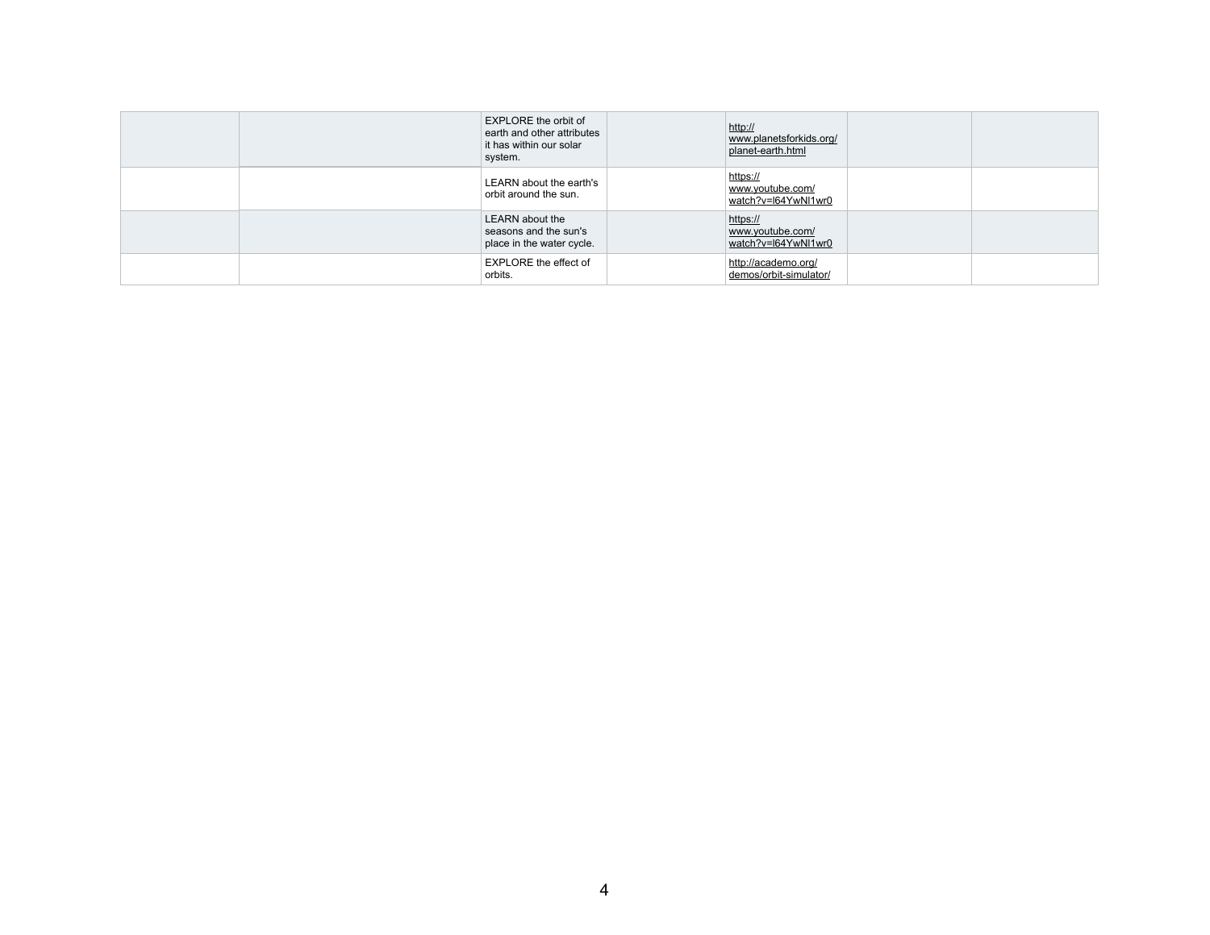| | | | | | | |
|---|---|---|---|---|---|---|
| | | EXPLORE the orbit of earth and other attributes it has within our solar system. | | http://www.planetsforkids.org/planet-earth.html | | |
| | | LEARN about the earth's orbit around the sun. | | https://www.youtube.com/watch?v=l64YwNl1wr0 | | |
| | | LEARN about the seasons and the sun's place in the water cycle. | | https://www.youtube.com/watch?v=l64YwNl1wr0 | | |
| | | EXPLORE the effect of orbits. | | http://academo.org/demos/orbit-simulator/ | | |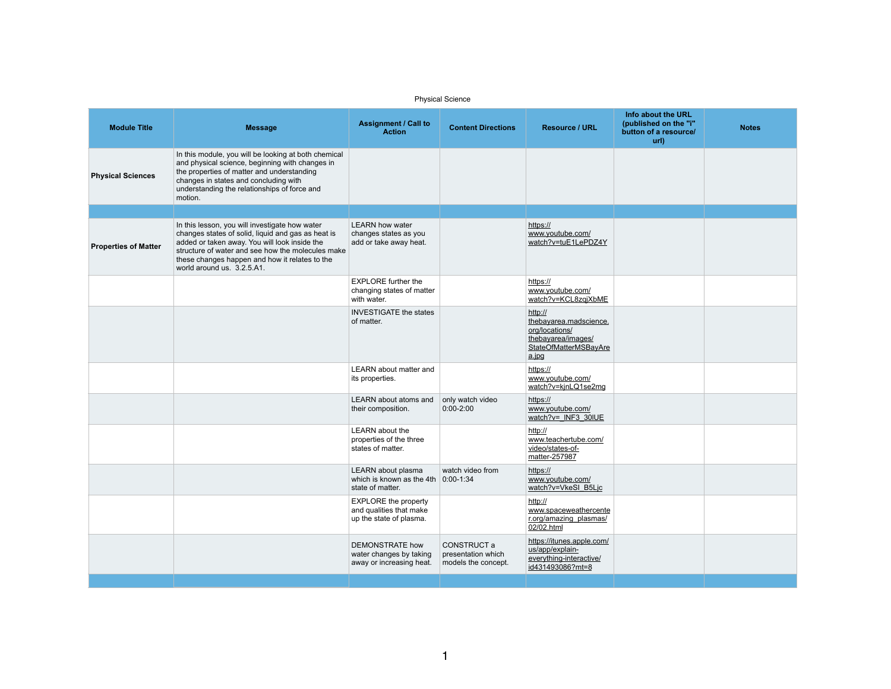Physical Science

| Module Title | Message | Assignment / Call to Action | Content Directions | Resource / URL | Info about the URL (published on the "i" button of a resource/ url) | Notes |
|---|---|---|---|---|---|---|
| **Physical Sciences** | In this module, you will be looking at both chemical and physical science, beginning with changes in the properties of matter and understanding changes in states and concluding with understanding the relationships of force and motion. | | | | | |
| | | | | | | |
| **Properties of Matter** | In this lesson, you will investigate how water changes states of solid, liquid and gas as heat is added or taken away. You will look inside the structure of water and see how the molecules make these changes happen and how it relates to the world around us. 3.2.5.A1. | LEARN how water changes states as you add or take away heat. | | https://www.youtube.com/watch?v=tuE1LePDZ4Y | | |
| | | EXPLORE further the changing states of matter with water. | | https://www.youtube.com/watch?v=KCL8zqjXbME | | |
| | | INVESTIGATE the states of matter. | | http://thebayarea.madscience.org/locations/thebayarea/images/StateOfMatterMSBayArea.jpg | | |
| | | LEARN about matter and its properties. | | https://www.youtube.com/watch?v=kjnLQ1se2mg | | |
| | | LEARN about atoms and their composition. | only watch video 0:00-2:00 | https://www.youtube.com/watch?v=_INF3_30lUE | | |
| | | LEARN about the properties of the three states of matter. | | http://www.teachertube.com/video/states-of-matter-257987 | | |
| | | LEARN about plasma which is known as the 4th state of matter. | watch video from 0:00-1:34 | https://www.youtube.com/watch?v=VkeSI_B5Ljc | | |
| | | EXPLORE the property and qualities that make up the state of plasma. | | http://www.spaceweathercenter.org/amazing_plasmas/02/02.html | | |
| | | DEMONSTRATE how water changes by taking away or increasing heat. | CONSTRUCT a presentation which models the concept. | https://itunes.apple.com/us/app/explain-everything-interactive/id431493086?mt=8 | | |
| | | | | | | |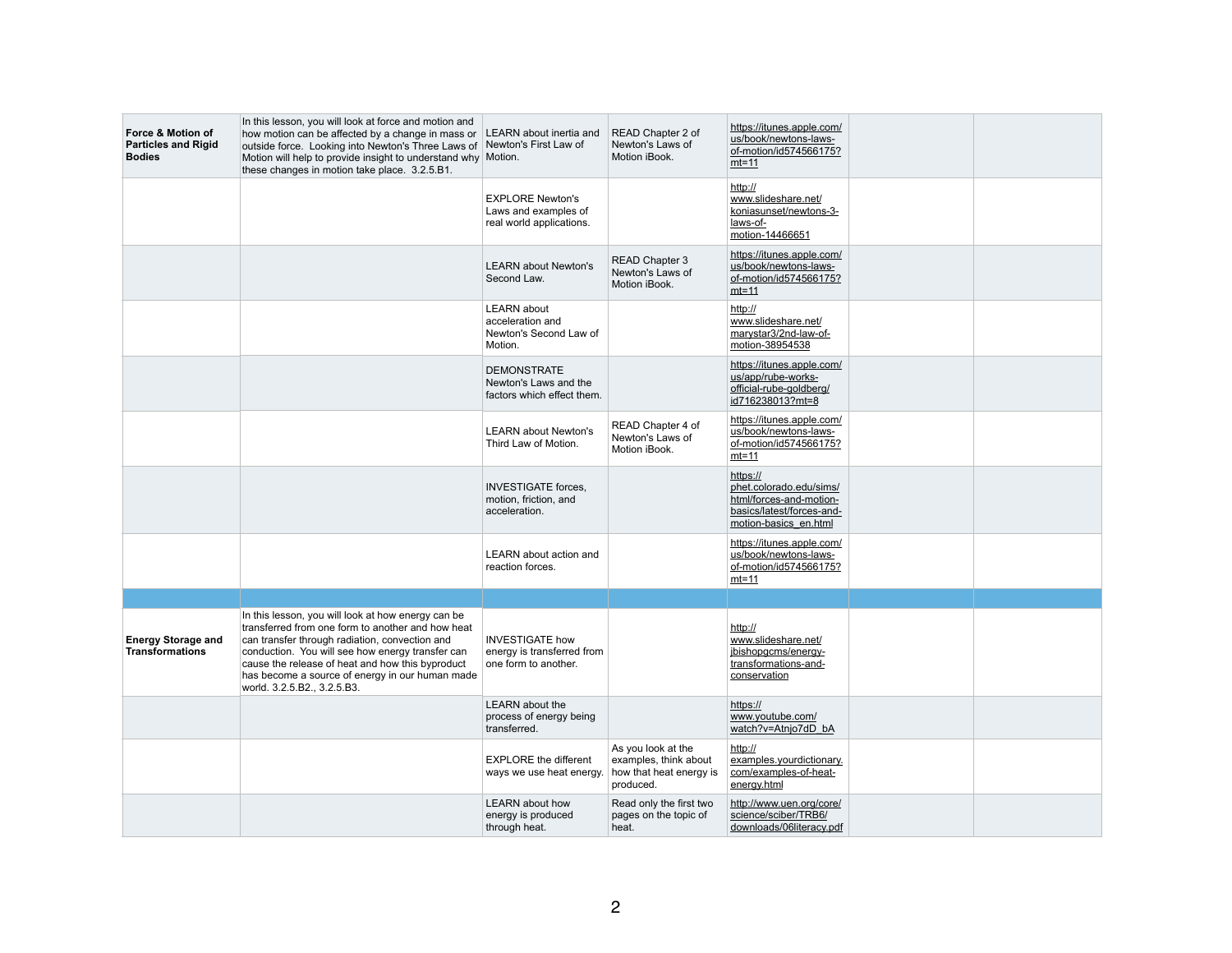| | | | | | | |
|---|---|---|---|---|---|---|
| **Force & Motion of Particles and Rigid Bodies** | In this lesson, you will look at force and motion and how motion can be affected by a change in mass or outside force. Looking into Newton's Three Laws of Motion will help to provide insight to understand why these changes in motion take place. 3.2.5.B1. | LEARN about inertia and Newton's First Law of Motion. | READ Chapter 2 of Newton's Laws of Motion iBook. | https://itunes.apple.com/us/book/newtons-laws-of-motion/id574566175?mt=11 | | |
| | | EXPLORE Newton's Laws and examples of real world applications. | | http://www.slideshare.net/koniasunset/newtons-3-laws-of-motion-14466651 | | |
| | | LEARN about Newton's Second Law. | READ Chapter 3 Newton's Laws of Motion iBook. | https://itunes.apple.com/us/book/newtons-laws-of-motion/id574566175?mt=11 | | |
| | | LEARN about acceleration and Newton's Second Law of Motion. | | http://www.slideshare.net/marystar3/2nd-law-of-motion-38954538 | | |
| | | DEMONSTRATE Newton's Laws and the factors which effect them. | | https://itunes.apple.com/us/app/rube-works-official-rube-goldberg/id716238013?mt=8 | | |
| | | LEARN about Newton's Third Law of Motion. | READ Chapter 4 of Newton's Laws of Motion iBook. | https://itunes.apple.com/us/book/newtons-laws-of-motion/id574566175?mt=11 | | |
| | | INVESTIGATE forces, motion, friction, and acceleration. | | https://phet.colorado.edu/sims/html/forces-and-motion-basics/latest/forces-and-motion-basics_en.html | | |
| | | LEARN about action and reaction forces. | | https://itunes.apple.com/us/book/newtons-laws-of-motion/id574566175?mt=11 | | |
| | | | | | | |
| **Energy Storage and Transformations** | In this lesson, you will look at how energy can be transferred from one form to another and how heat can transfer through radiation, convection and conduction. You will see how energy transfer can cause the release of heat and how this byproduct has become a source of energy in our human made world. 3.2.5.B2., 3.2.5.B3. | INVESTIGATE how energy is transferred from one form to another. | | http://www.slideshare.net/jbishopgcms/energy-transformations-and-conservation | | |
| | | LEARN about the process of energy being transferred. | | https://www.youtube.com/watch?v=Atnjo7dD_bA | | |
| | | EXPLORE the different ways we use heat energy. | As you look at the examples, think about how that heat energy is produced. | http://examples.yourdictionary.com/examples-of-heat-energy.html | | |
| | | LEARN about how energy is produced through heat. | Read only the first two pages on the topic of heat. | http://www.uen.org/core/science/sciber/TRB6/downloads/06literacy.pdf | | |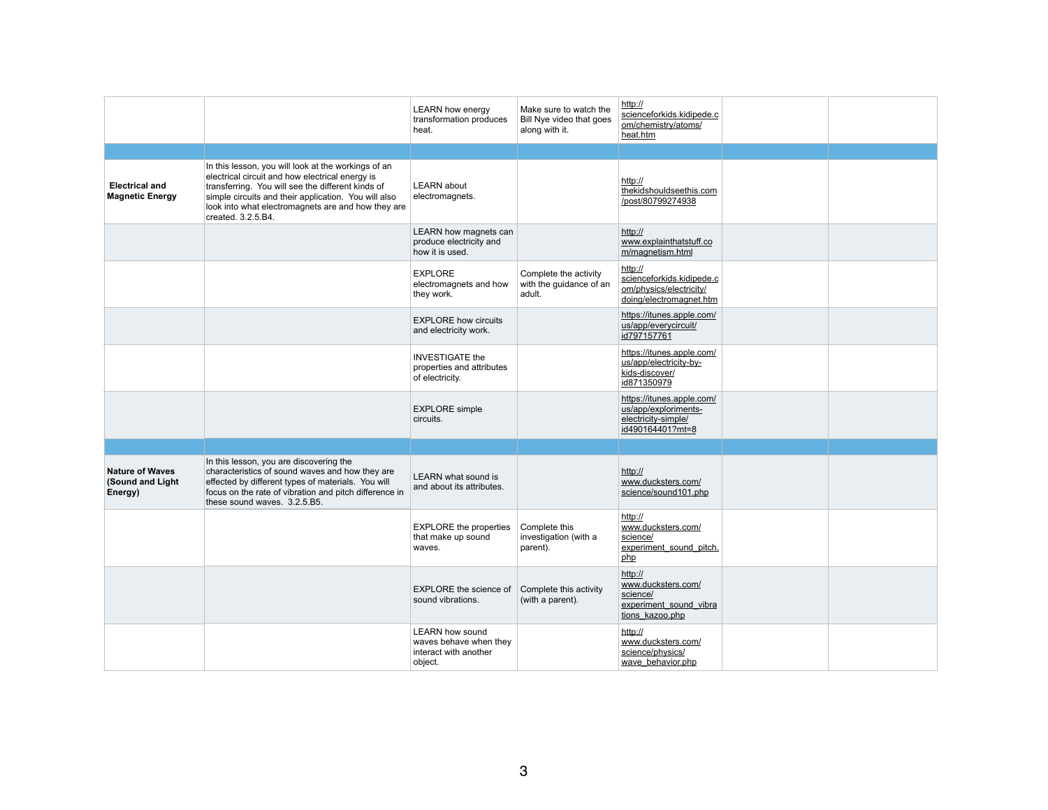| | | | | | | |
|---|---|---|---|---|---|---|
| | | LEARN how energy transformation produces heat. | Make sure to watch the Bill Nye video that goes along with it. | http://scienceforkids.kidipede.com/chemistry/atoms/heat.htm | | |
| | | | | | | |
| **Electrical and Magnetic Energy** | In this lesson, you will look at the workings of an electrical circuit and how electrical energy is transferring. You will see the different kinds of simple circuits and their application. You will also look into what electromagnets are and how they are created. 3.2.5.B4. | LEARN about electromagnets. | | http://thekidshouldseethis.com/post/80799274938 | | |
| | | LEARN how magnets can produce electricity and how it is used. | | http://www.explainthatstuff.com/magnetism.html | | |
| | | EXPLORE electromagnets and how they work. | Complete the activity with the guidance of an adult. | http://scienceforkids.kidipede.com/physics/electricity/doing/electromagnet.htm | | |
| | | EXPLORE how circuits and electricity work. | | https://itunes.apple.com/us/app/everycircuit/id797157761 | | |
| | | INVESTIGATE the properties and attributes of electricity. | | https://itunes.apple.com/us/app/electricity-by-kids-discover/id871350979 | | |
| | | EXPLORE simple circuits. | | https://itunes.apple.com/us/app/exploriments-electricity-simple/id490164401?mt=8 | | |
| | | | | | | |
| **Nature of Waves (Sound and Light Energy)** | In this lesson, you are discovering the characteristics of sound waves and how they are effected by different types of materials. You will focus on the rate of vibration and pitch difference in these sound waves. 3.2.5.B5. | LEARN what sound is and about its attributes. | | http://www.ducksters.com/science/sound101.php | | |
| | | EXPLORE the properties that make up sound waves. | Complete this investigation (with a parent). | http://www.ducksters.com/science/experiment_sound_pitch.php | | |
| | | EXPLORE the science of sound vibrations. | Complete this activity (with a parent). | http://www.ducksters.com/science/experiment_sound_vibrations_kazoo.php | | |
| | | LEARN how sound waves behave when they interact with another object. | | http://www.ducksters.com/science/physics/wave_behavior.php | | |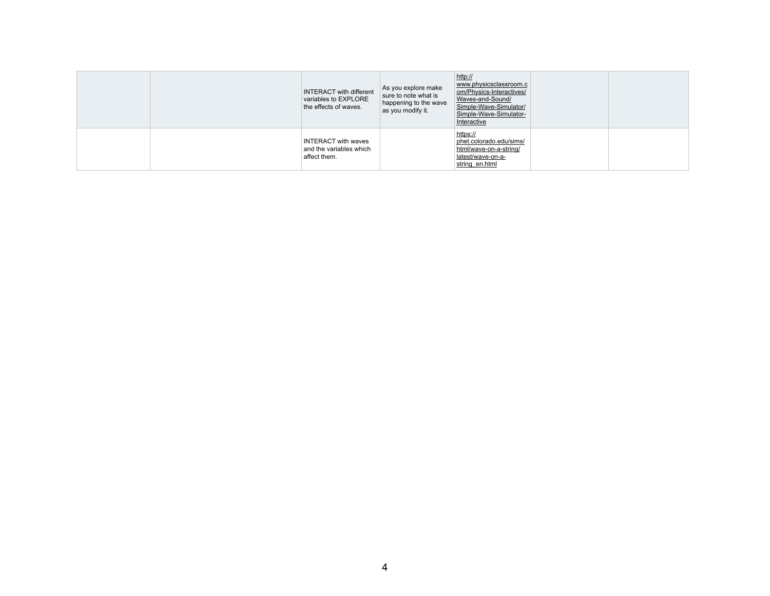| | | | | | | |
|---|---|---|---|---|---|---|
| | | INTERACT with different variables to EXPLORE the effects of waves. | As you explore make sure to note what is happening to the wave as you modify it. | http://www.physicsclassroom.com/Physics-Interactives/Waves-and-Sound/Simple-Wave-Simulator/Simple-Wave-Simulator-Interactive | | |
| | | INTERACT with waves and the variables which affect them. | | https://phet.colorado.edu/sims/html/wave-on-a-string/latest/wave-on-a-string_en.html | | |